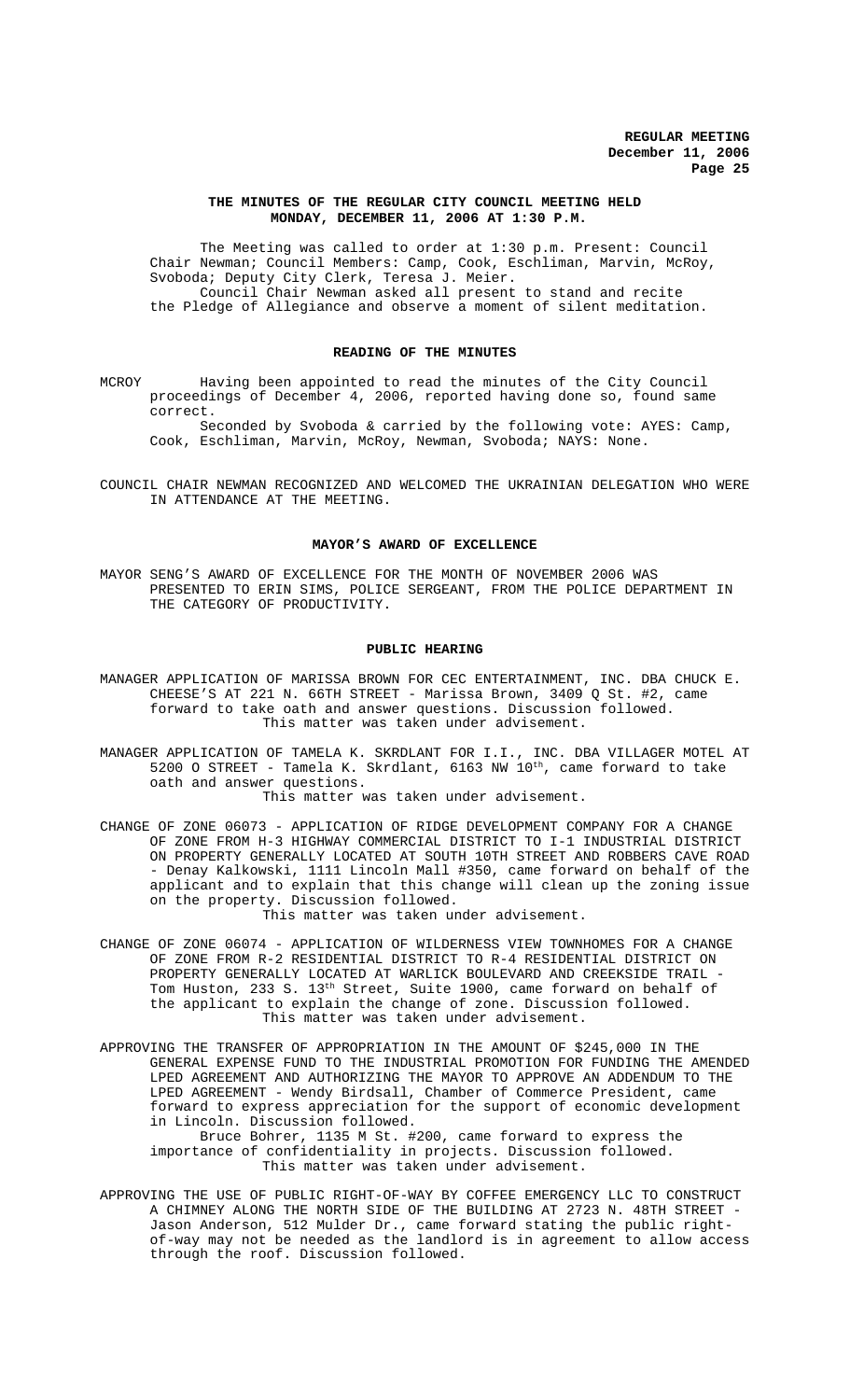## THE MINUTES OF THE REGULAR CITY COUNCIL MEETING HELD MONDAY, DECEMBER 11, 2006 AT 1:30 P.M.

The Meeting was called to order at 1:30 p.m. Present: Council Chair Newman; Council Members: Camp, Cook, Eschliman, Marvin, McRoy, Svoboda; Deputy City Clerk, Teresa J. Meier.

Council Chair Newman asked all present to stand and recite the Pledge of Allegiance and observe a moment of silent meditation.

### READING OF THE MINUTES

MCROY Having been appointed to read the minutes of the City Council proceedings of December 4, 2006, reported having done so, found same correct.

Seconded by Svoboda & carried by the following vote: AYES: Camp, Cook, Eschliman, Marvin, McRoy, Newman, Svoboda; NAYS: None.

COUNCIL CHAIR NEWMAN RECOGNIZED AND WELCOMED THE UKRAINIAN DELEGATION WHO WERE IN ATTENDANCE AT THE MEETING.

### MAYOR'S AWARD OF EXCELLENCE

MAYOR SENG'S AWARD OF EXCELLENCE FOR THE MONTH OF NOVEMBER 2006 WAS PRESENTED TO ERIN SIMS, POLICE SERGEANT, FROM THE POLICE DEPARTMENT IN THE CATEGORY OF PRODUCTIVITY.

### PUBLIC HEARING

MANAGER APPLICATION OF MARISSA BROWN FOR CEC ENTERTAINMENT, INC. DBA CHUCK E. CHEESE'S AT 221 N. 66TH STREET - Marissa Brown, 3409 Q St. #2, came forward to take oath and answer questions. Discussion followed.
This matter was taken under advisement.

MANAGER APPLICATION OF TAMELA K. SKRDLANT FOR I.I., INC. DBA VILLAGER MOTEL AT 5200 O STREET - Tamela K. Skrdlant, 6163 NW 10th, came forward to take oath and answer questions.
This matter was taken under advisement.

CHANGE OF ZONE 06073 - APPLICATION OF RIDGE DEVELOPMENT COMPANY FOR A CHANGE OF ZONE FROM H-3 HIGHWAY COMMERCIAL DISTRICT TO I-1 INDUSTRIAL DISTRICT ON PROPERTY GENERALLY LOCATED AT SOUTH 10TH STREET AND ROBBERS CAVE ROAD - Denay Kalkowski, 1111 Lincoln Mall #350, came forward on behalf of the applicant and to explain that this change will clean up the zoning issue on the property. Discussion followed.
This matter was taken under advisement.

CHANGE OF ZONE 06074 - APPLICATION OF WILDERNESS VIEW TOWNHOMES FOR A CHANGE OF ZONE FROM R-2 RESIDENTIAL DISTRICT TO R-4 RESIDENTIAL DISTRICT ON PROPERTY GENERALLY LOCATED AT WARLICK BOULEVARD AND CREEKSIDE TRAIL - Tom Huston, 233 S. 13th Street, Suite 1900, came forward on behalf of the applicant to explain the change of zone. Discussion followed.
This matter was taken under advisement.

APPROVING THE TRANSFER OF APPROPRIATION IN THE AMOUNT OF $245,000 IN THE GENERAL EXPENSE FUND TO THE INDUSTRIAL PROMOTION FOR FUNDING THE AMENDED LPED AGREEMENT AND AUTHORIZING THE MAYOR TO APPROVE AN ADDENDUM TO THE LPED AGREEMENT - Wendy Birdsall, Chamber of Commerce President, came forward to express appreciation for the support of economic development in Lincoln. Discussion followed.

Bruce Bohrer, 1135 M St. #200, came forward to express the importance of confidentiality in projects. Discussion followed.
This matter was taken under advisement.

APPROVING THE USE OF PUBLIC RIGHT-OF-WAY BY COFFEE EMERGENCY LLC TO CONSTRUCT A CHIMNEY ALONG THE NORTH SIDE OF THE BUILDING AT 2723 N. 48TH STREET - Jason Anderson, 512 Mulder Dr., came forward stating the public right-of-way may not be needed as the landlord is in agreement to allow access through the roof. Discussion followed.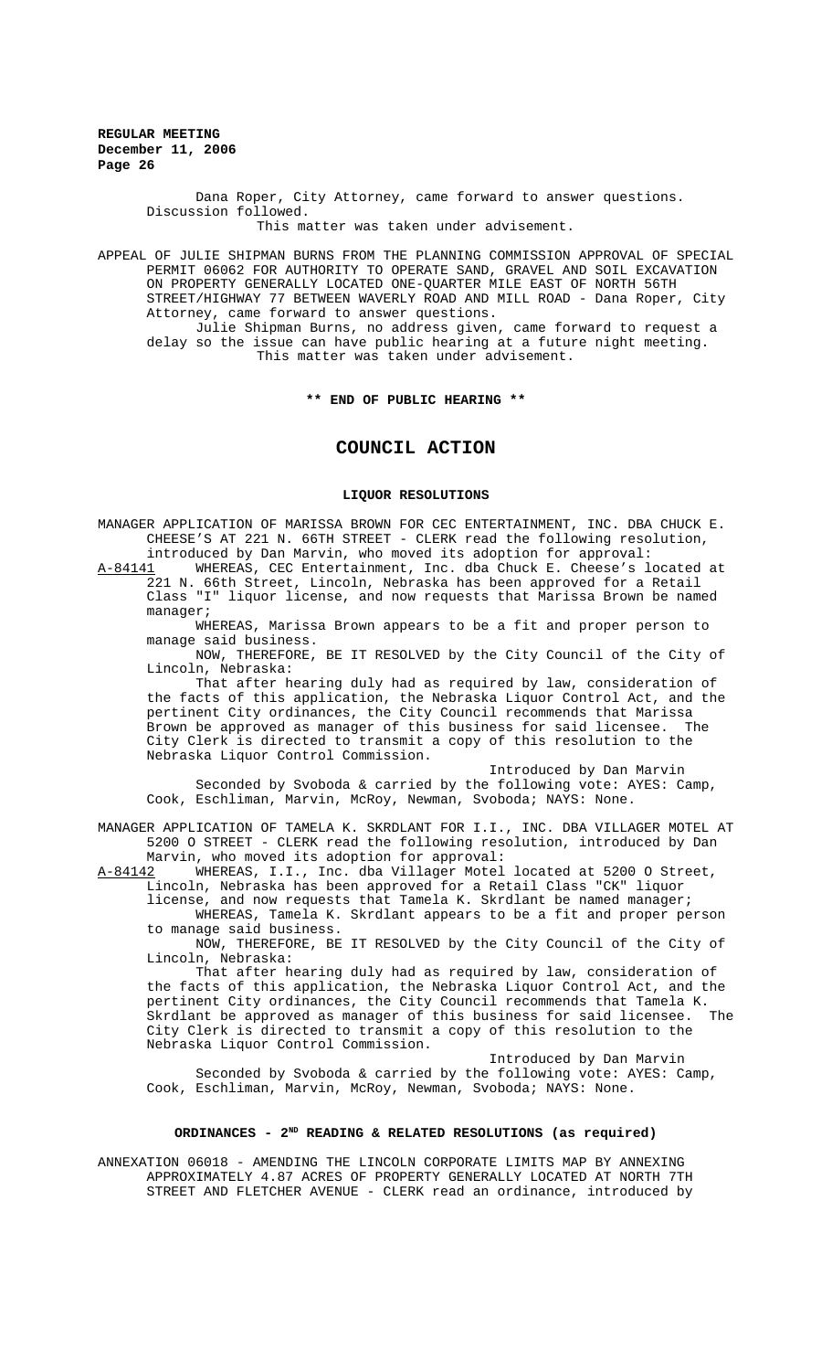Dana Roper, City Attorney, came forward to answer questions. Discussion followed.

This matter was taken under advisement.

APPEAL OF JULIE SHIPMAN BURNS FROM THE PLANNING COMMISSION APPROVAL OF SPECIAL PERMIT 06062 FOR AUTHORITY TO OPERATE SAND, GRAVEL AND SOIL EXCAVATION ON PROPERTY GENERALLY LOCATED ONE-QUARTER MILE EAST OF NORTH 56TH STREET/HIGHWAY 77 BETWEEN WAVERLY ROAD AND MILL ROAD - Dana Roper, City Attorney, came forward to answer questions.

Julie Shipman Burns, no address given, came forward to request a delay so the issue can have public hearing at a future night meeting.

This matter was taken under advisement.

**\*\* END OF PUBLIC HEARING \*\***

# COUNCIL ACTION

### LIQUOR RESOLUTIONS

MANAGER APPLICATION OF MARISSA BROWN FOR CEC ENTERTAINMENT, INC. DBA CHUCK E. CHEESE'S AT 221 N. 66TH STREET - CLERK read the following resolution, introduced by Dan Marvin, who moved its adoption for approval:

A-84141 WHEREAS, CEC Entertainment, Inc. dba Chuck E. Cheese's located at 221 N. 66th Street, Lincoln, Nebraska has been approved for a Retail Class "I" liquor license, and now requests that Marissa Brown be named manager;

WHEREAS, Marissa Brown appears to be a fit and proper person to manage said business.

NOW, THEREFORE, BE IT RESOLVED by the City Council of the City of Lincoln, Nebraska:

That after hearing duly had as required by law, consideration of the facts of this application, the Nebraska Liquor Control Act, and the pertinent City ordinances, the City Council recommends that Marissa Brown be approved as manager of this business for said licensee. The City Clerk is directed to transmit a copy of this resolution to the Nebraska Liquor Control Commission.

Introduced by Dan Marvin

Seconded by Svoboda & carried by the following vote: AYES: Camp, Cook, Eschliman, Marvin, McRoy, Newman, Svoboda; NAYS: None.

MANAGER APPLICATION OF TAMELA K. SKRDLANT FOR I.I., INC. DBA VILLAGER MOTEL AT 5200 O STREET - CLERK read the following resolution, introduced by Dan Marvin, who moved its adoption for approval:

A-84142 WHEREAS, I.I., Inc. dba Villager Motel located at 5200 O Street, Lincoln, Nebraska has been approved for a Retail Class "CK" liquor license, and now requests that Tamela K. Skrdlant be named manager;

WHEREAS, Tamela K. Skrdlant appears to be a fit and proper person to manage said business.

NOW, THEREFORE, BE IT RESOLVED by the City Council of the City of Lincoln, Nebraska:

That after hearing duly had as required by law, consideration of the facts of this application, the Nebraska Liquor Control Act, and the pertinent City ordinances, the City Council recommends that Tamela K. Skrdlant be approved as manager of this business for said licensee. The City Clerk is directed to transmit a copy of this resolution to the Nebraska Liquor Control Commission.

Introduced by Dan Marvin

Seconded by Svoboda & carried by the following vote: AYES: Camp, Cook, Eschliman, Marvin, McRoy, Newman, Svoboda; NAYS: None.

### ORDINANCES - 2ND READING & RELATED RESOLUTIONS (as required)

ANNEXATION 06018 - AMENDING THE LINCOLN CORPORATE LIMITS MAP BY ANNEXING APPROXIMATELY 4.87 ACRES OF PROPERTY GENERALLY LOCATED AT NORTH 7TH STREET AND FLETCHER AVENUE - CLERK read an ordinance, introduced by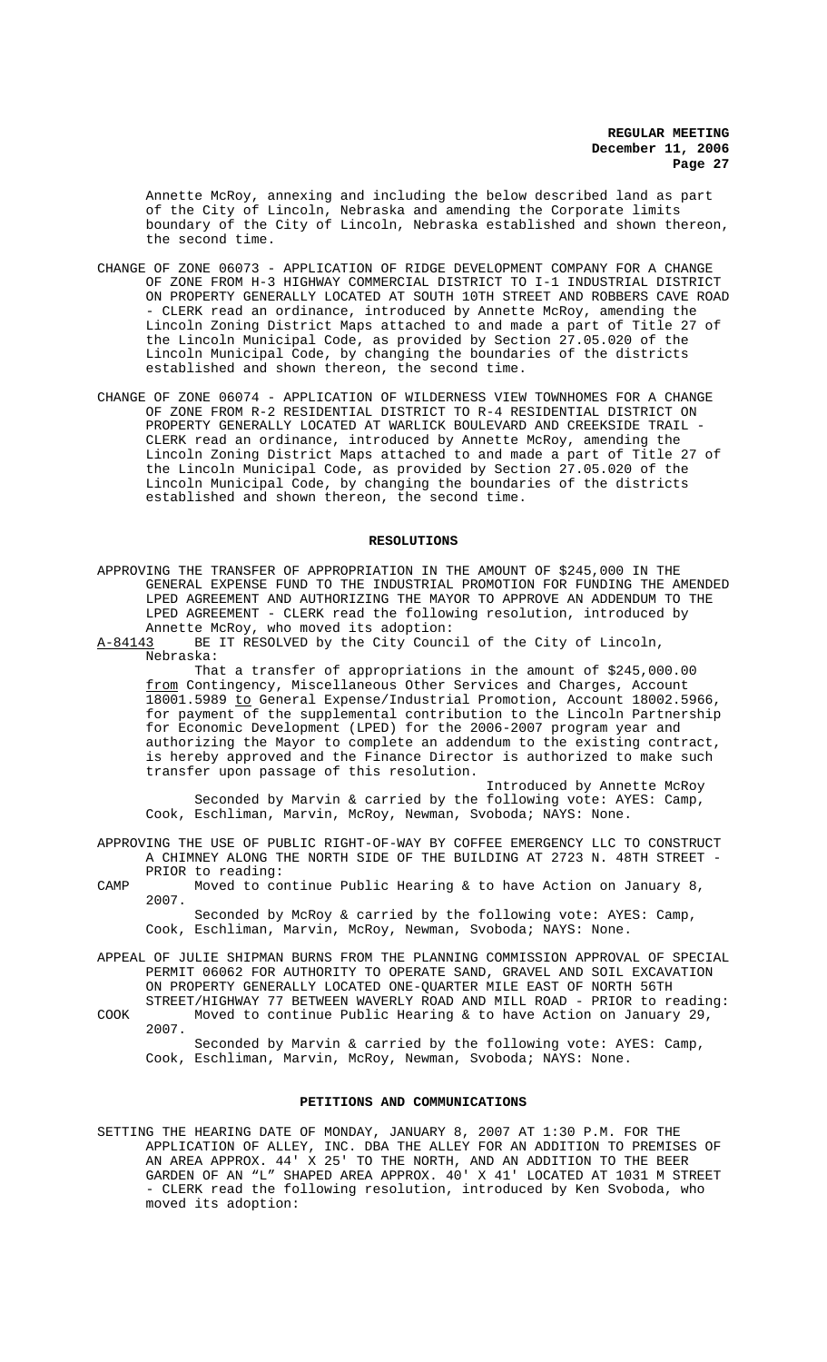Annette McRoy, annexing and including the below described land as part of the City of Lincoln, Nebraska and amending the Corporate limits boundary of the City of Lincoln, Nebraska established and shown thereon, the second time.

CHANGE OF ZONE 06073 - APPLICATION OF RIDGE DEVELOPMENT COMPANY FOR A CHANGE OF ZONE FROM H-3 HIGHWAY COMMERCIAL DISTRICT TO I-1 INDUSTRIAL DISTRICT ON PROPERTY GENERALLY LOCATED AT SOUTH 10TH STREET AND ROBBERS CAVE ROAD - CLERK read an ordinance, introduced by Annette McRoy, amending the Lincoln Zoning District Maps attached to and made a part of Title 27 of the Lincoln Municipal Code, as provided by Section 27.05.020 of the Lincoln Municipal Code, by changing the boundaries of the districts established and shown thereon, the second time.

CHANGE OF ZONE 06074 - APPLICATION OF WILDERNESS VIEW TOWNHOMES FOR A CHANGE OF ZONE FROM R-2 RESIDENTIAL DISTRICT TO R-4 RESIDENTIAL DISTRICT ON PROPERTY GENERALLY LOCATED AT WARLICK BOULEVARD AND CREEKSIDE TRAIL - CLERK read an ordinance, introduced by Annette McRoy, amending the Lincoln Zoning District Maps attached to and made a part of Title 27 of the Lincoln Municipal Code, as provided by Section 27.05.020 of the Lincoln Municipal Code, by changing the boundaries of the districts established and shown thereon, the second time.

## RESOLUTIONS

APPROVING THE TRANSFER OF APPROPRIATION IN THE AMOUNT OF $245,000 IN THE GENERAL EXPENSE FUND TO THE INDUSTRIAL PROMOTION FOR FUNDING THE AMENDED LPED AGREEMENT AND AUTHORIZING THE MAYOR TO APPROVE AN ADDENDUM TO THE LPED AGREEMENT - CLERK read the following resolution, introduced by Annette McRoy, who moved its adoption:

A-84143 BE IT RESOLVED by the City Council of the City of Lincoln, Nebraska:

That a transfer of appropriations in the amount of $245,000.00 from Contingency, Miscellaneous Other Services and Charges, Account 18001.5989 to General Expense/Industrial Promotion, Account 18002.5966, for payment of the supplemental contribution to the Lincoln Partnership for Economic Development (LPED) for the 2006-2007 program year and authorizing the Mayor to complete an addendum to the existing contract, is hereby approved and the Finance Director is authorized to make such transfer upon passage of this resolution.

Introduced by Annette McRoy

Seconded by Marvin & carried by the following vote: AYES: Camp, Cook, Eschliman, Marvin, McRoy, Newman, Svoboda; NAYS: None.

APPROVING THE USE OF PUBLIC RIGHT-OF-WAY BY COFFEE EMERGENCY LLC TO CONSTRUCT A CHIMNEY ALONG THE NORTH SIDE OF THE BUILDING AT 2723 N. 48TH STREET - PRIOR to reading:

CAMP Moved to continue Public Hearing & to have Action on January 8, 2007.

Seconded by McRoy & carried by the following vote: AYES: Camp, Cook, Eschliman, Marvin, McRoy, Newman, Svoboda; NAYS: None.

APPEAL OF JULIE SHIPMAN BURNS FROM THE PLANNING COMMISSION APPROVAL OF SPECIAL PERMIT 06062 FOR AUTHORITY TO OPERATE SAND, GRAVEL AND SOIL EXCAVATION ON PROPERTY GENERALLY LOCATED ONE-QUARTER MILE EAST OF NORTH 56TH STREET/HIGHWAY 77 BETWEEN WAVERLY ROAD AND MILL ROAD - PRIOR to reading:

COOK Moved to continue Public Hearing & to have Action on January 29, 2007.

Seconded by Marvin & carried by the following vote: AYES: Camp, Cook, Eschliman, Marvin, McRoy, Newman, Svoboda; NAYS: None.

## PETITIONS AND COMMUNICATIONS

SETTING THE HEARING DATE OF MONDAY, JANUARY 8, 2007 AT 1:30 P.M. FOR THE APPLICATION OF ALLEY, INC. DBA THE ALLEY FOR AN ADDITION TO PREMISES OF AN AREA APPROX. 44' X 25' TO THE NORTH, AND AN ADDITION TO THE BEER GARDEN OF AN "L" SHAPED AREA APPROX. 40' X 41' LOCATED AT 1031 M STREET - CLERK read the following resolution, introduced by Ken Svoboda, who moved its adoption: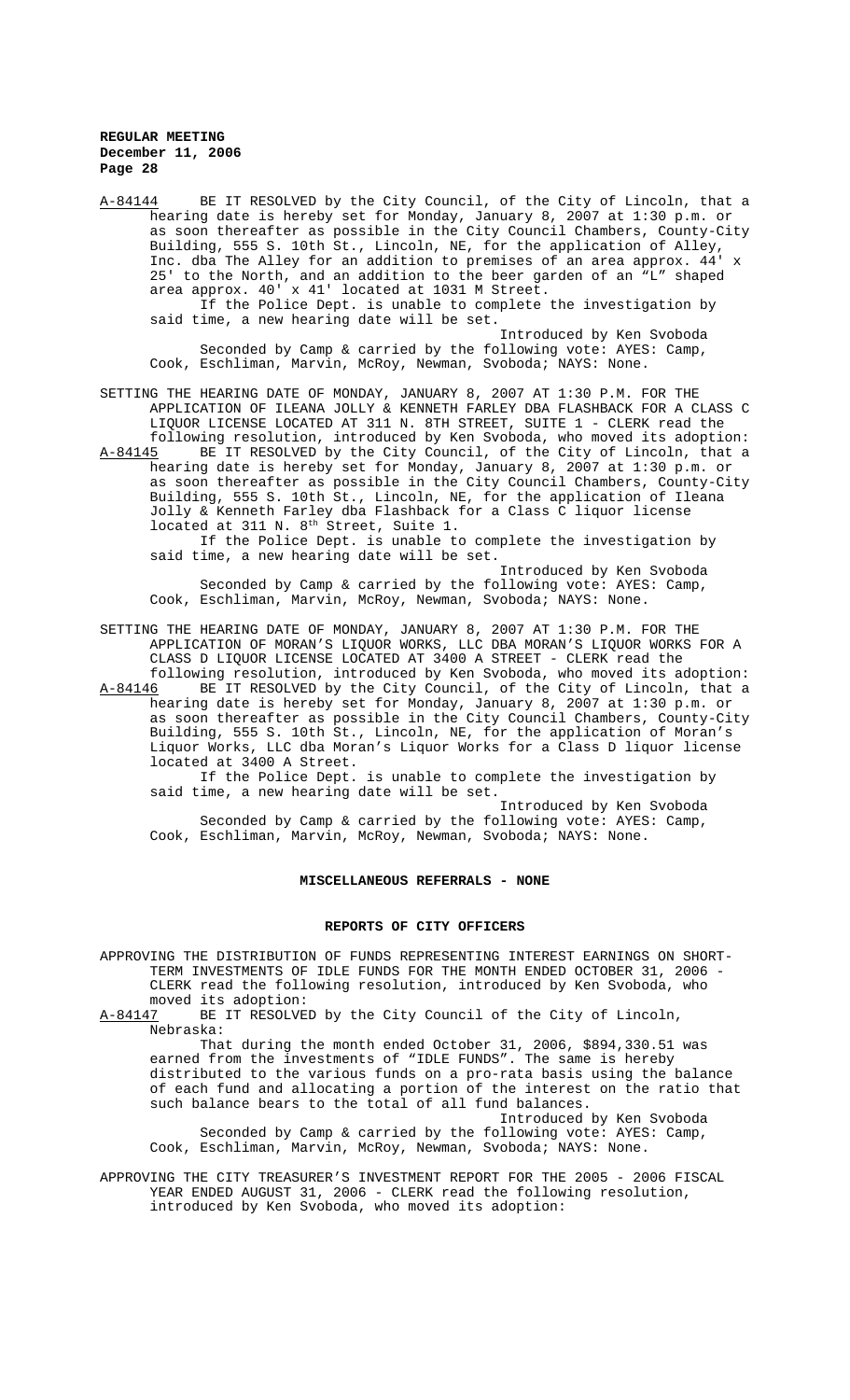A-84144 BE IT RESOLVED by the City Council, of the City of Lincoln, that a hearing date is hereby set for Monday, January 8, 2007 at 1:30 p.m. or as soon thereafter as possible in the City Council Chambers, County-City Building, 555 S. 10th St., Lincoln, NE, for the application of Alley, Inc. dba The Alley for an addition to premises of an area approx. 44' x 25' to the North, and an addition to the beer garden of an "L" shaped area approx. 40' x 41' located at 1031 M Street.

If the Police Dept. is unable to complete the investigation by said time, a new hearing date will be set.

Introduced by Ken Svoboda

Seconded by Camp & carried by the following vote: AYES: Camp, Cook, Eschliman, Marvin, McRoy, Newman, Svoboda; NAYS: None.

SETTING THE HEARING DATE OF MONDAY, JANUARY 8, 2007 AT 1:30 P.M. FOR THE APPLICATION OF ILEANA JOLLY & KENNETH FARLEY DBA FLASHBACK FOR A CLASS C LIQUOR LICENSE LOCATED AT 311 N. 8TH STREET, SUITE 1 - CLERK read the following resolution, introduced by Ken Svoboda, who moved its adoption:

A-84145 BE IT RESOLVED by the City Council, of the City of Lincoln, that a hearing date is hereby set for Monday, January 8, 2007 at 1:30 p.m. or as soon thereafter as possible in the City Council Chambers, County-City Building, 555 S. 10th St., Lincoln, NE, for the application of Ileana Jolly & Kenneth Farley dba Flashback for a Class C liquor license located at 311 N. 8th Street, Suite 1.

If the Police Dept. is unable to complete the investigation by said time, a new hearing date will be set.

Introduced by Ken Svoboda

Seconded by Camp & carried by the following vote: AYES: Camp, Cook, Eschliman, Marvin, McRoy, Newman, Svoboda; NAYS: None.

SETTING THE HEARING DATE OF MONDAY, JANUARY 8, 2007 AT 1:30 P.M. FOR THE APPLICATION OF MORAN'S LIQUOR WORKS, LLC DBA MORAN'S LIQUOR WORKS FOR A CLASS D LIQUOR LICENSE LOCATED AT 3400 A STREET - CLERK read the following resolution, introduced by Ken Svoboda, who moved its adoption:

A-84146 BE IT RESOLVED by the City Council, of the City of Lincoln, that a hearing date is hereby set for Monday, January 8, 2007 at 1:30 p.m. or as soon thereafter as possible in the City Council Chambers, County-City Building, 555 S. 10th St., Lincoln, NE, for the application of Moran's Liquor Works, LLC dba Moran's Liquor Works for a Class D liquor license located at 3400 A Street.

If the Police Dept. is unable to complete the investigation by said time, a new hearing date will be set.

Introduced by Ken Svoboda

Seconded by Camp & carried by the following vote: AYES: Camp, Cook, Eschliman, Marvin, McRoy, Newman, Svoboda; NAYS: None.

## MISCELLANEOUS REFERRALS - NONE

## REPORTS OF CITY OFFICERS

APPROVING THE DISTRIBUTION OF FUNDS REPRESENTING INTEREST EARNINGS ON SHORT-TERM INVESTMENTS OF IDLE FUNDS FOR THE MONTH ENDED OCTOBER 31, 2006 - CLERK read the following resolution, introduced by Ken Svoboda, who moved its adoption:

A-84147 BE IT RESOLVED by the City Council of the City of Lincoln, Nebraska:

That during the month ended October 31, 2006, $894,330.51 was earned from the investments of "IDLE FUNDS". The same is hereby distributed to the various funds on a pro-rata basis using the balance of each fund and allocating a portion of the interest on the ratio that such balance bears to the total of all fund balances.

Introduced by Ken Svoboda

Seconded by Camp & carried by the following vote: AYES: Camp, Cook, Eschliman, Marvin, McRoy, Newman, Svoboda; NAYS: None.

APPROVING THE CITY TREASURER'S INVESTMENT REPORT FOR THE 2005 - 2006 FISCAL YEAR ENDED AUGUST 31, 2006 - CLERK read the following resolution, introduced by Ken Svoboda, who moved its adoption: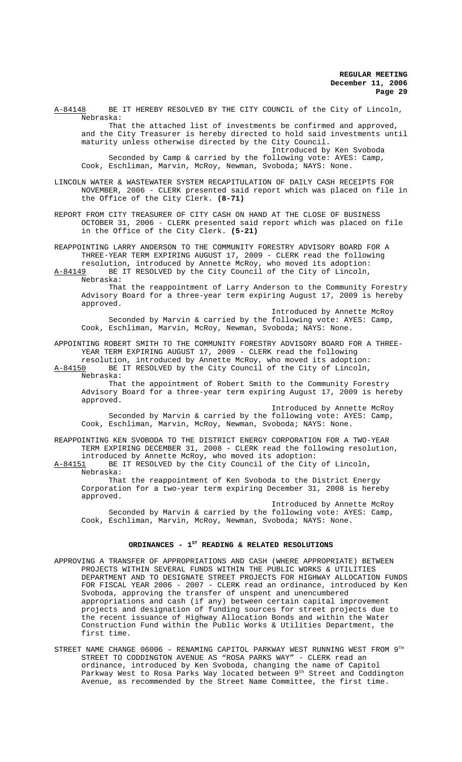A-84148 BE IT HEREBY RESOLVED BY THE CITY COUNCIL of the City of Lincoln, Nebraska:

That the attached list of investments be confirmed and approved, and the City Treasurer is hereby directed to hold said investments until maturity unless otherwise directed by the City Council.

Introduced by Ken Svoboda

Seconded by Camp & carried by the following vote: AYES: Camp, Cook, Eschliman, Marvin, McRoy, Newman, Svoboda; NAYS: None.

LINCOLN WATER & WASTEWATER SYSTEM RECAPITULATION OF DAILY CASH RECEIPTS FOR NOVEMBER, 2006 - CLERK presented said report which was placed on file in the Office of the City Clerk. **(8-71)**

REPORT FROM CITY TREASURER OF CITY CASH ON HAND AT THE CLOSE OF BUSINESS OCTOBER 31, 2006 - CLERK presented said report which was placed on file in the Office of the City Clerk. **(5-21)**

REAPPOINTING LARRY ANDERSON TO THE COMMUNITY FORESTRY ADVISORY BOARD FOR A THREE-YEAR TERM EXPIRING AUGUST 17, 2009 - CLERK read the following resolution, introduced by Annette McRoy, who moved its adoption:

A-84149 BE IT RESOLVED by the City Council of the City of Lincoln, Nebraska:

That the reappointment of Larry Anderson to the Community Forestry Advisory Board for a three-year term expiring August 17, 2009 is hereby approved.

Introduced by Annette McRoy

Seconded by Marvin & carried by the following vote: AYES: Camp, Cook, Eschliman, Marvin, McRoy, Newman, Svoboda; NAYS: None.

APPOINTING ROBERT SMITH TO THE COMMUNITY FORESTRY ADVISORY BOARD FOR A THREE-YEAR TERM EXPIRING AUGUST 17, 2009 - CLERK read the following resolution, introduced by Annette McRoy, who moved its adoption:

A-84150 BE IT RESOLVED by the City Council of the City of Lincoln, Nebraska:

That the appointment of Robert Smith to the Community Forestry Advisory Board for a three-year term expiring August 17, 2009 is hereby approved.

Introduced by Annette McRoy

Seconded by Marvin & carried by the following vote: AYES: Camp, Cook, Eschliman, Marvin, McRoy, Newman, Svoboda; NAYS: None.

REAPPOINTING KEN SVOBODA TO THE DISTRICT ENERGY CORPORATION FOR A TWO-YEAR TERM EXPIRING DECEMBER 31, 2008 - CLERK read the following resolution, introduced by Annette McRoy, who moved its adoption:

A-84151 BE IT RESOLVED by the City Council of the City of Lincoln, Nebraska:

That the reappointment of Ken Svoboda to the District Energy Corporation for a two-year term expiring December 31, 2008 is hereby approved.

Introduced by Annette McRoy

Seconded by Marvin & carried by the following vote: AYES: Camp, Cook, Eschliman, Marvin, McRoy, Newman, Svoboda; NAYS: None.

## ORDINANCES - 1ST READING & RELATED RESOLUTIONS

APPROVING A TRANSFER OF APPROPRIATIONS AND CASH (WHERE APPROPRIATE) BETWEEN PROJECTS WITHIN SEVERAL FUNDS WITHIN THE PUBLIC WORKS & UTILITIES DEPARTMENT AND TO DESIGNATE STREET PROJECTS FOR HIGHWAY ALLOCATION FUNDS FOR FISCAL YEAR 2006 - 2007 - CLERK read an ordinance, introduced by Ken Svoboda, approving the transfer of unspent and unencumbered appropriations and cash (if any) between certain capital improvement projects and designation of funding sources for street projects due to the recent issuance of Highway Allocation Bonds and within the Water Construction Fund within the Public Works & Utilities Department, the first time.

STREET NAME CHANGE 06006 – RENAMING CAPITOL PARKWAY WEST RUNNING WEST FROM 9TH STREET TO CODDINGTON AVENUE AS "ROSA PARKS WAY" - CLERK read an ordinance, introduced by Ken Svoboda, changing the name of Capitol Parkway West to Rosa Parks Way located between 9th Street and Coddington Avenue, as recommended by the Street Name Committee, the first time.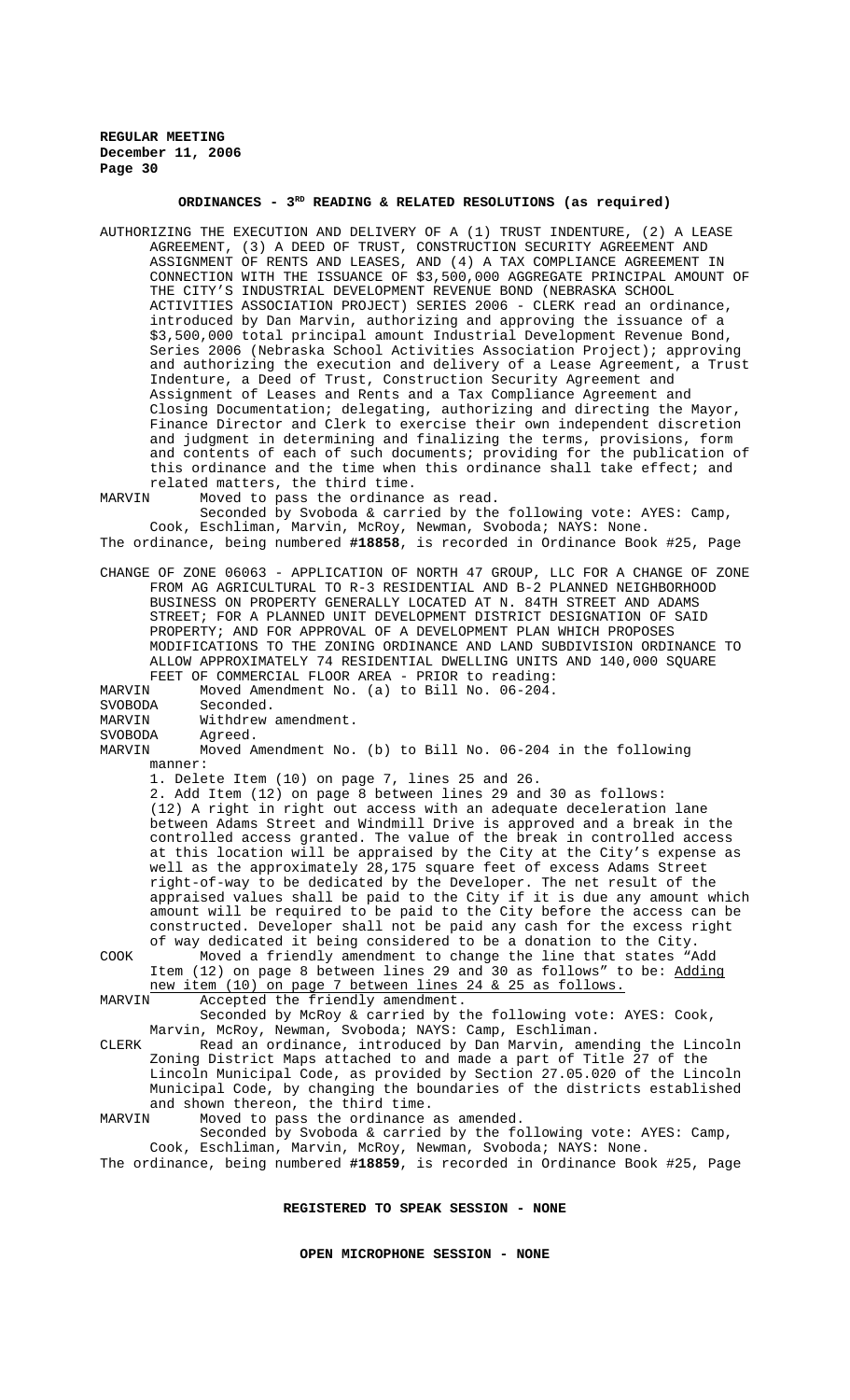## ORDINANCES - 3RD READING & RELATED RESOLUTIONS (as required)

AUTHORIZING THE EXECUTION AND DELIVERY OF A (1) TRUST INDENTURE, (2) A LEASE AGREEMENT, (3) A DEED OF TRUST, CONSTRUCTION SECURITY AGREEMENT AND ASSIGNMENT OF RENTS AND LEASES, AND (4) A TAX COMPLIANCE AGREEMENT IN CONNECTION WITH THE ISSUANCE OF $3,500,000 AGGREGATE PRINCIPAL AMOUNT OF THE CITY'S INDUSTRIAL DEVELOPMENT REVENUE BOND (NEBRASKA SCHOOL ACTIVITIES ASSOCIATION PROJECT) SERIES 2006 - CLERK read an ordinance, introduced by Dan Marvin, authorizing and approving the issuance of a $3,500,000 total principal amount Industrial Development Revenue Bond, Series 2006 (Nebraska School Activities Association Project); approving and authorizing the execution and delivery of a Lease Agreement, a Trust Indenture, a Deed of Trust, Construction Security Agreement and Assignment of Leases and Rents and a Tax Compliance Agreement and Closing Documentation; delegating, authorizing and directing the Mayor, Finance Director and Clerk to exercise their own independent discretion and judgment in determining and finalizing the terms, provisions, form and contents of each of such documents; providing for the publication of this ordinance and the time when this ordinance shall take effect; and related matters, the third time.

MARVIN Moved to pass the ordinance as read.

Seconded by Svoboda & carried by the following vote: AYES: Camp, Cook, Eschliman, Marvin, McRoy, Newman, Svoboda; NAYS: None.

The ordinance, being numbered **#18858**, is recorded in Ordinance Book #25, Page

CHANGE OF ZONE 06063 - APPLICATION OF NORTH 47 GROUP, LLC FOR A CHANGE OF ZONE FROM AG AGRICULTURAL TO R-3 RESIDENTIAL AND B-2 PLANNED NEIGHBORHOOD BUSINESS ON PROPERTY GENERALLY LOCATED AT N. 84TH STREET AND ADAMS STREET; FOR A PLANNED UNIT DEVELOPMENT DISTRICT DESIGNATION OF SAID PROPERTY; AND FOR APPROVAL OF A DEVELOPMENT PLAN WHICH PROPOSES MODIFICATIONS TO THE ZONING ORDINANCE AND LAND SUBDIVISION ORDINANCE TO ALLOW APPROXIMATELY 74 RESIDENTIAL DWELLING UNITS AND 140,000 SQUARE FEET OF COMMERCIAL FLOOR AREA - PRIOR to reading:

MARVIN Moved Amendment No. (a) to Bill No. 06-204.

SVOBODA Seconded.

MARVIN Withdrew amendment.

SVOBODA Agreed.

MARVIN Moved Amendment No. (b) to Bill No. 06-204 in the following manner:

1. Delete Item (10) on page 7, lines 25 and 26.
2. Add Item (12) on page 8 between lines 29 and 30 as follows:

(12) A right in right out access with an adequate deceleration lane between Adams Street and Windmill Drive is approved and a break in the controlled access granted. The value of the break in controlled access at this location will be appraised by the City at the City's expense as well as the approximately 28,175 square feet of excess Adams Street right-of-way to be dedicated by the Developer. The net result of the appraised values shall be paid to the City if it is due any amount which amount will be required to be paid to the City before the access can be constructed. Developer shall not be paid any cash for the excess right of way dedicated it being considered to be a donation to the City.

COOK Moved a friendly amendment to change the line that states "Add Item (12) on page 8 between lines 29 and 30 as follows" to be: <u>Adding new item (10) on page 7 between lines 24 & 25 as follows.</u>

MARVIN Accepted the friendly amendment.

Seconded by McRoy & carried by the following vote: AYES: Cook, Marvin, McRoy, Newman, Svoboda; NAYS: Camp, Eschliman.

CLERK Read an ordinance, introduced by Dan Marvin, amending the Lincoln Zoning District Maps attached to and made a part of Title 27 of the Lincoln Municipal Code, as provided by Section 27.05.020 of the Lincoln Municipal Code, by changing the boundaries of the districts established and shown thereon, the third time.

MARVIN Moved to pass the ordinance as amended.

Seconded by Svoboda & carried by the following vote: AYES: Camp, Cook, Eschliman, Marvin, McRoy, Newman, Svoboda; NAYS: None.

The ordinance, being numbered **#18859**, is recorded in Ordinance Book #25, Page

## REGISTERED TO SPEAK SESSION - NONE

## OPEN MICROPHONE SESSION - NONE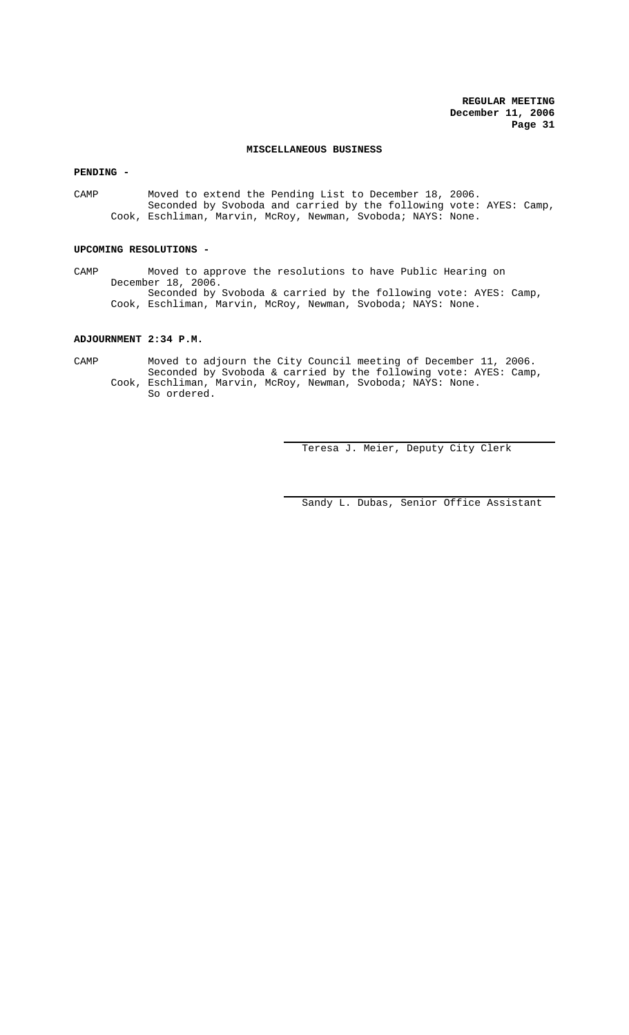## MISCELLANEOUS BUSINESS

**PENDING -**

CAMP Moved to extend the Pending List to December 18, 2006.
Seconded by Svoboda and carried by the following vote: AYES: Camp, Cook, Eschliman, Marvin, McRoy, Newman, Svoboda; NAYS: None.

**UPCOMING RESOLUTIONS -**

CAMP Moved to approve the resolutions to have Public Hearing on December 18, 2006.
Seconded by Svoboda & carried by the following vote: AYES: Camp, Cook, Eschliman, Marvin, McRoy, Newman, Svoboda; NAYS: None.

**ADJOURNMENT 2:34 P.M.**

CAMP Moved to adjourn the City Council meeting of December 11, 2006.
Seconded by Svoboda & carried by the following vote: AYES: Camp, Cook, Eschliman, Marvin, McRoy, Newman, Svoboda; NAYS: None.
So ordered.

Teresa J. Meier, Deputy City Clerk

Sandy L. Dubas, Senior Office Assistant